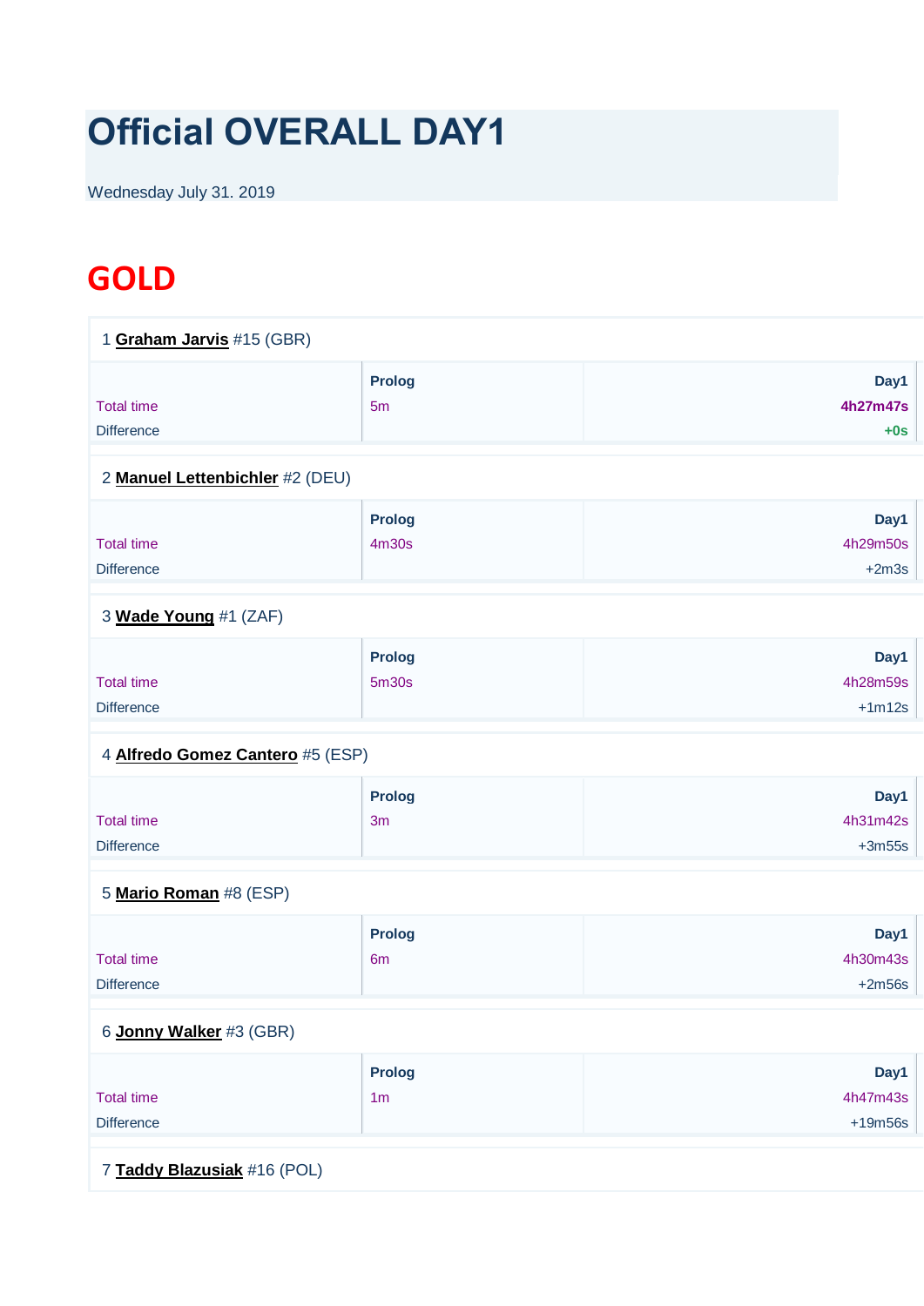# Official OVERALL DAY1

Wednesday July 31. 2019

## GOLD

1 **Graham Jarvis** #15 (GBR)

| | Prolog | Day1 |
|---|---|---|
| Total time | 5m | **4h27m47s** |
| Difference | | **+0s** |

2 **Manuel Lettenbichler** #2 (DEU)

| | Prolog | Day1 |
|---|---|---|
| Total time | 4m30s | 4h29m50s |
| Difference | | +2m3s |

3 **Wade Young** #1 (ZAF)

| | Prolog | Day1 |
|---|---|---|
| Total time | 5m30s | 4h28m59s |
| Difference | | +1m12s |

4 **Alfredo Gomez Cantero** #5 (ESP)

| | Prolog | Day1 |
|---|---|---|
| Total time | 3m | 4h31m42s |
| Difference | | +3m55s |

5 **Mario Roman** #8 (ESP)

| | Prolog | Day1 |
|---|---|---|
| Total time | 6m | 4h30m43s |
| Difference | | +2m56s |

6 **Jonny Walker** #3 (GBR)

| | Prolog | Day1 |
|---|---|---|
| Total time | 1m | 4h47m43s |
| Difference | | +19m56s |

7 **Taddy Blazusiak** #16 (POL)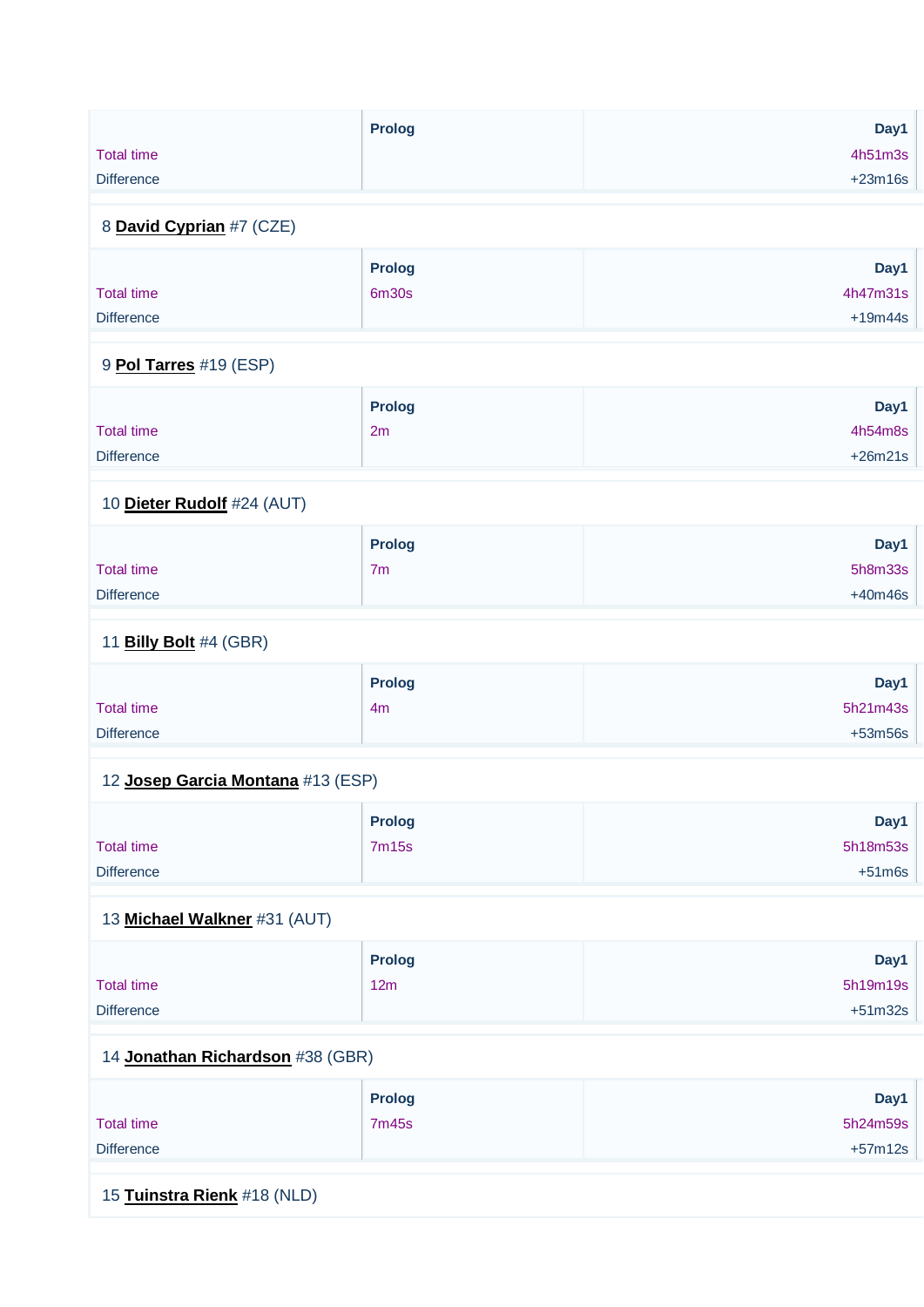| | Prolog | Day1 |
|---|---|---|
| Total time | | 4h51m3s |
| Difference | | +23m16s |

8 **David Cyprian** #7 (CZE)

| | Prolog | Day1 |
|---|---|---|
| Total time | 6m30s | 4h47m31s |
| Difference | | +19m44s |

9 **Pol Tarres** #19 (ESP)

| | Prolog | Day1 |
|---|---|---|
| Total time | 2m | 4h54m8s |
| Difference | | +26m21s |

10 **Dieter Rudolf** #24 (AUT)

| | Prolog | Day1 |
|---|---|---|
| Total time | 7m | 5h8m33s |
| Difference | | +40m46s |

11 **Billy Bolt** #4 (GBR)

| | Prolog | Day1 |
|---|---|---|
| Total time | 4m | 5h21m43s |
| Difference | | +53m56s |

12 **Josep Garcia Montana** #13 (ESP)

| | Prolog | Day1 |
|---|---|---|
| Total time | 7m15s | 5h18m53s |
| Difference | | +51m6s |

13 **Michael Walkner** #31 (AUT)

| | Prolog | Day1 |
|---|---|---|
| Total time | 12m | 5h19m19s |
| Difference | | +51m32s |

14 **Jonathan Richardson** #38 (GBR)

| | Prolog | Day1 |
|---|---|---|
| Total time | 7m45s | 5h24m59s |
| Difference | | +57m12s |

15 **Tuinstra Rienk** #18 (NLD)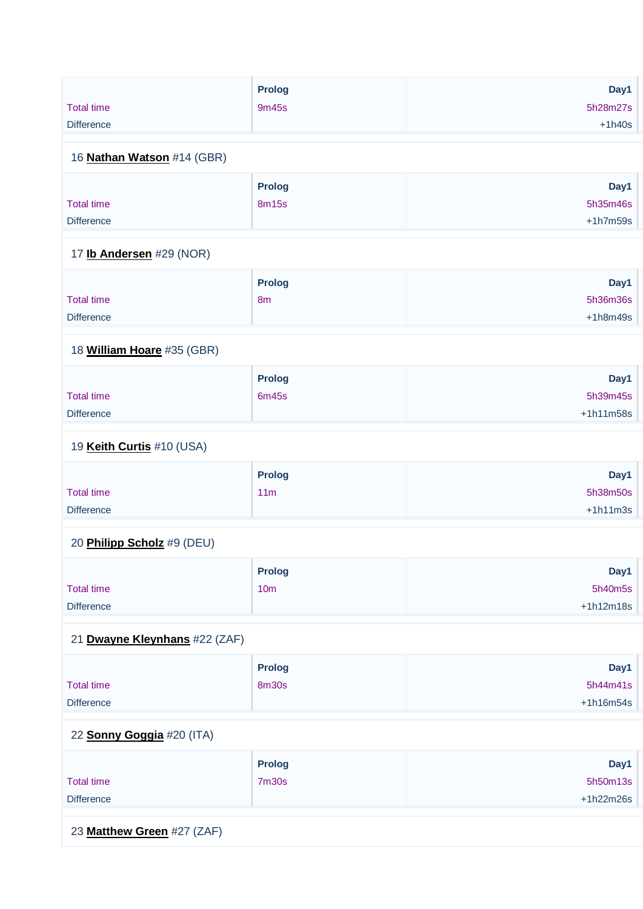| | Prolog | Day1 |
|---|---|---|
| Total time | 9m45s | 5h28m27s |
| Difference | | +1h40s |

16 **Nathan Watson** #14 (GBR)

| | Prolog | Day1 |
|---|---|---|
| Total time | 8m15s | 5h35m46s |
| Difference | | +1h7m59s |

17 **Ib Andersen** #29 (NOR)

| | Prolog | Day1 |
|---|---|---|
| Total time | 8m | 5h36m36s |
| Difference | | +1h8m49s |

18 **William Hoare** #35 (GBR)

| | Prolog | Day1 |
|---|---|---|
| Total time | 6m45s | 5h39m45s |
| Difference | | +1h11m58s |

19 **Keith Curtis** #10 (USA)

| | Prolog | Day1 |
|---|---|---|
| Total time | 11m | 5h38m50s |
| Difference | | +1h11m3s |

20 **Philipp Scholz** #9 (DEU)

| | Prolog | Day1 |
|---|---|---|
| Total time | 10m | 5h40m5s |
| Difference | | +1h12m18s |

21 **Dwayne Kleynhans** #22 (ZAF)

| | Prolog | Day1 |
|---|---|---|
| Total time | 8m30s | 5h44m41s |
| Difference | | +1h16m54s |

22 **Sonny Goggia** #20 (ITA)

| | Prolog | Day1 |
|---|---|---|
| Total time | 7m30s | 5h50m13s |
| Difference | | +1h22m26s |

23 **Matthew Green** #27 (ZAF)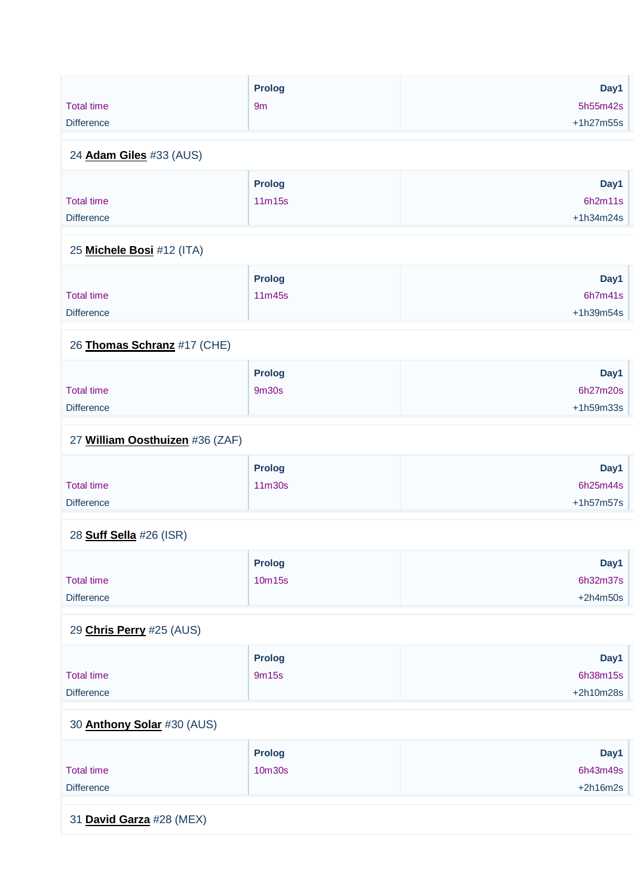| | Prolog | Day1 |
|---|---|---|
| Total time | 9m | 5h55m42s |
| Difference | | +1h27m55s |

24 **Adam Giles** #33 (AUS)

| | Prolog | Day1 |
|---|---|---|
| Total time | 11m15s | 6h2m11s |
| Difference | | +1h34m24s |

25 **Michele Bosi** #12 (ITA)

| | Prolog | Day1 |
|---|---|---|
| Total time | 11m45s | 6h7m41s |
| Difference | | +1h39m54s |

26 **Thomas Schranz** #17 (CHE)

| | Prolog | Day1 |
|---|---|---|
| Total time | 9m30s | 6h27m20s |
| Difference | | +1h59m33s |

27 **William Oosthuizen** #36 (ZAF)

| | Prolog | Day1 |
|---|---|---|
| Total time | 11m30s | 6h25m44s |
| Difference | | +1h57m57s |

28 **Suff Sella** #26 (ISR)

| | Prolog | Day1 |
|---|---|---|
| Total time | 10m15s | 6h32m37s |
| Difference | | +2h4m50s |

29 **Chris Perry** #25 (AUS)

| | Prolog | Day1 |
|---|---|---|
| Total time | 9m15s | 6h38m15s |
| Difference | | +2h10m28s |

30 **Anthony Solar** #30 (AUS)

| | Prolog | Day1 |
|---|---|---|
| Total time | 10m30s | 6h43m49s |
| Difference | | +2h16m2s |

31 **David Garza** #28 (MEX)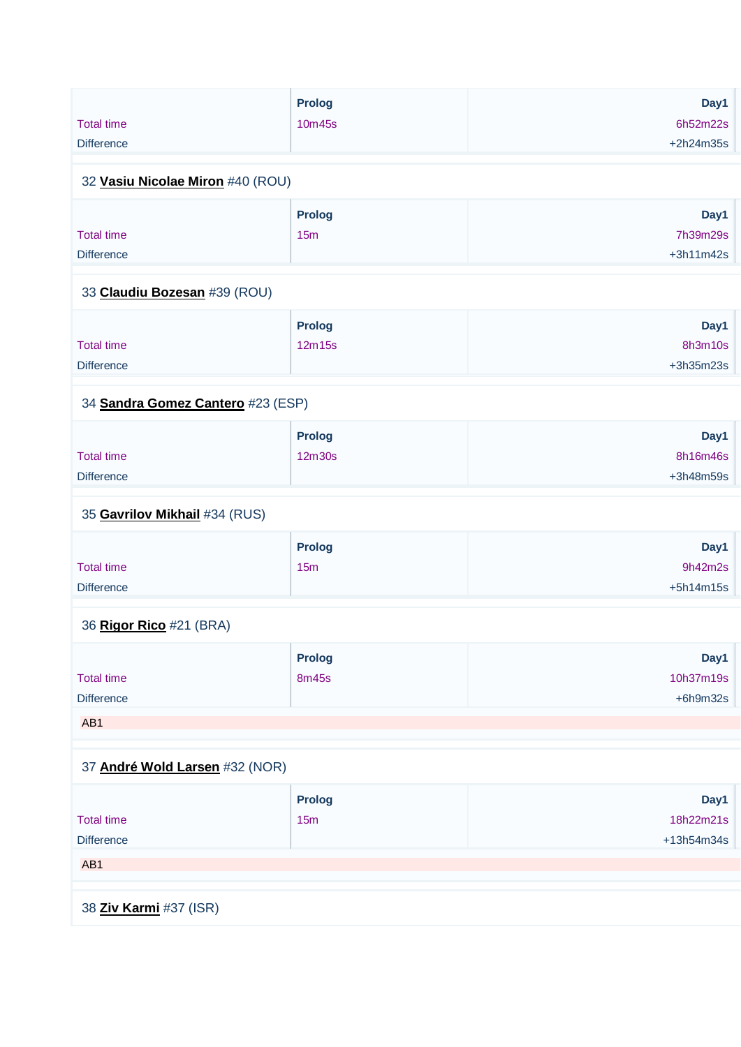| | Prolog | Day1 |
|---|---|---|
| Total time | 10m45s | 6h52m22s |
| Difference | | +2h24m35s |

32 **Vasiu Nicolae Miron** #40 (ROU)

| | Prolog | Day1 |
|---|---|---|
| Total time | 15m | 7h39m29s |
| Difference | | +3h11m42s |

33 **Claudiu Bozesan** #39 (ROU)

| | Prolog | Day1 |
|---|---|---|
| Total time | 12m15s | 8h3m10s |
| Difference | | +3h35m23s |

34 **Sandra Gomez Cantero** #23 (ESP)

| | Prolog | Day1 |
|---|---|---|
| Total time | 12m30s | 8h16m46s |
| Difference | | +3h48m59s |

35 **Gavrilov Mikhail** #34 (RUS)

| | Prolog | Day1 |
|---|---|---|
| Total time | 15m | 9h42m2s |
| Difference | | +5h14m15s |

36 **Rigor Rico** #21 (BRA)

| | Prolog | Day1 |
|---|---|---|
| Total time | 8m45s | 10h37m19s |
| Difference | | +6h9m32s |

AB1

37 **André Wold Larsen** #32 (NOR)

| | Prolog | Day1 |
|---|---|---|
| Total time | 15m | 18h22m21s |
| Difference | | +13h54m34s |

AB1

38 **Ziv Karmi** #37 (ISR)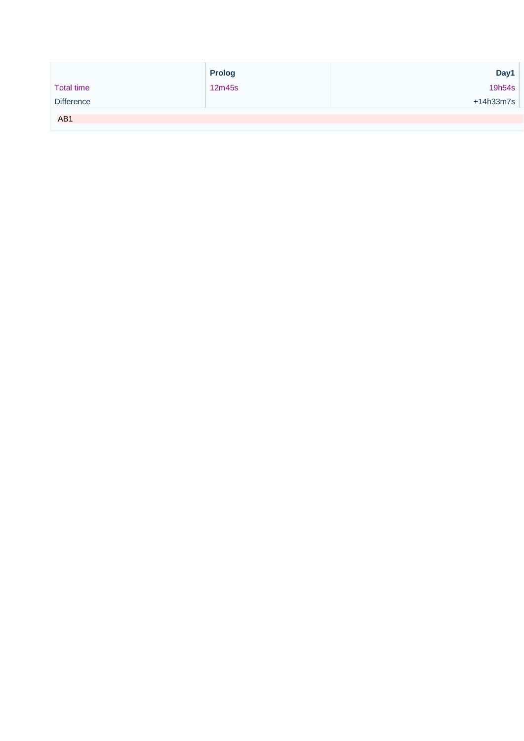| | Prolog | Day1 |
|---|---|---|
| Total time | 12m45s | 19h54s |
| Difference | | +14h33m7s |

AB1